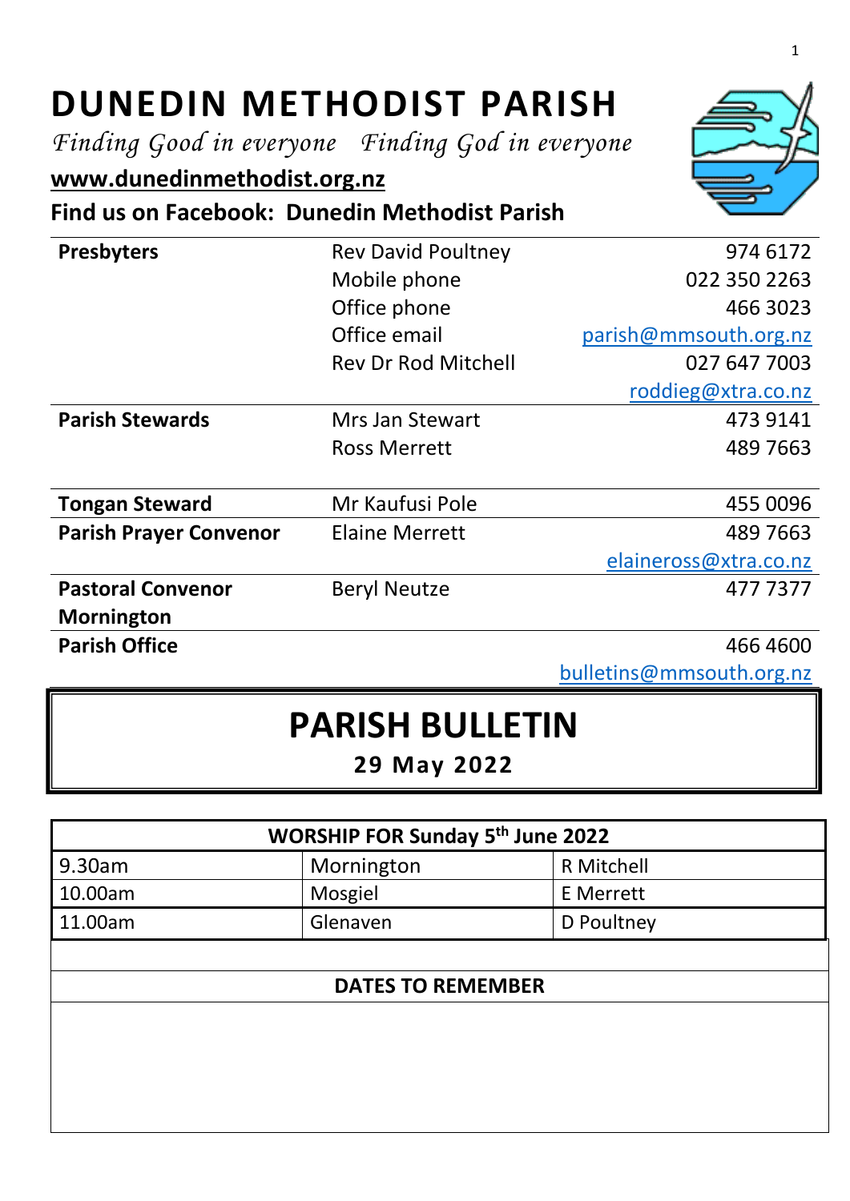# DUNEDIN METHODIST PARISH

*Finding Good in everyone   Finding God in everyone*

**www.dunedinmethodist.org.nz**

**Find us on Facebook:  Dunedin Methodist Parish**

| | | |
|---|---|---|
| **Presbyters** | Rev David Poultney | 974 6172 |
| | Mobile phone | 022 350 2263 |
| | Office phone | 466 3023 |
| | Office email | parish@mmsouth.org.nz |
| | Rev Dr Rod Mitchell | 027 647 7003 |
| | | roddieg@xtra.co.nz |
| **Parish Stewards** | Mrs Jan Stewart | 473 9141 |
| | Ross Merrett | 489 7663 |
| **Tongan Steward** | Mr Kaufusi Pole | 455 0096 |
| **Parish Prayer Convenor** | Elaine Merrett | 489 7663 |
| | | elaineross@xtra.co.nz |
| **Pastoral Convenor Mornington** | Beryl Neutze | 477 7377 |
| **Parish Office** | | 466 4600 |
| | | bulletins@mmsouth.org.nz |

# PARISH BULLETIN

**29 May 2022**

| WORSHIP FOR Sunday 5th June 2022 | | |
|---|---|---|
| 9.30am | Mornington | R Mitchell |
| 10.00am | Mosgiel | E Merrett |
| 11.00am | Glenaven | D Poultney |

**DATES TO REMEMBER**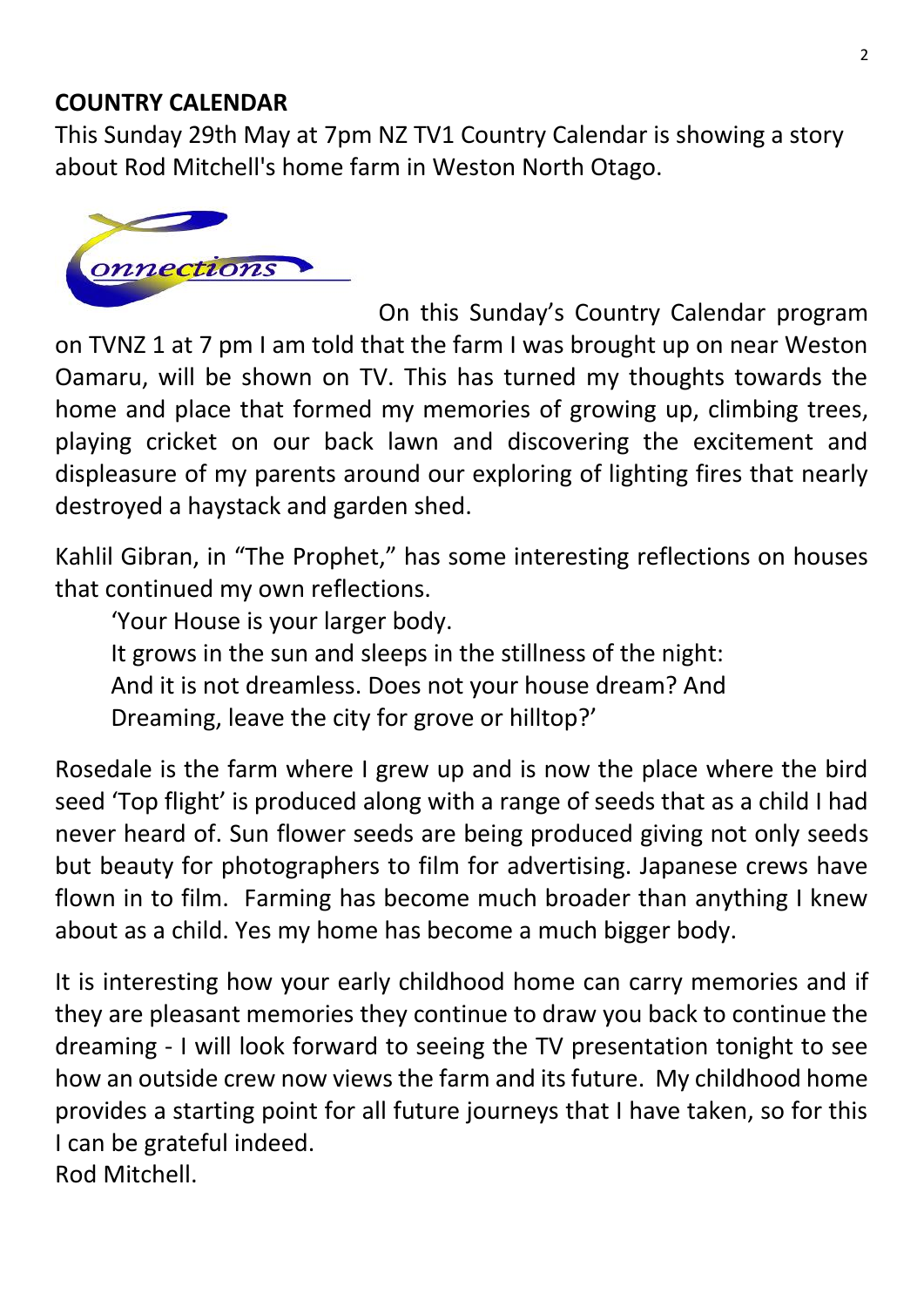**COUNTRY CALENDAR**

This Sunday 29th May at 7pm NZ TV1 Country Calendar is showing a story about Rod Mitchell's home farm in Weston North Otago.

Connections

On this Sunday's Country Calendar program on TVNZ 1 at 7 pm I am told that the farm I was brought up on near Weston Oamaru, will be shown on TV. This has turned my thoughts towards the home and place that formed my memories of growing up, climbing trees, playing cricket on our back lawn and discovering the excitement and displeasure of my parents around our exploring of lighting fires that nearly destroyed a haystack and garden shed.

Kahlil Gibran, in "The Prophet," has some interesting reflections on houses that continued my own reflections.

> 'Your House is your larger body.
> It grows in the sun and sleeps in the stillness of the night:
> And it is not dreamless. Does not your house dream? And
> Dreaming, leave the city for grove or hilltop?'

Rosedale is the farm where I grew up and is now the place where the bird seed 'Top flight' is produced along with a range of seeds that as a child I had never heard of. Sun flower seeds are being produced giving not only seeds but beauty for photographers to film for advertising. Japanese crews have flown in to film. Farming has become much broader than anything I knew about as a child. Yes my home has become a much bigger body.

It is interesting how your early childhood home can carry memories and if they are pleasant memories they continue to draw you back to continue the dreaming - I will look forward to seeing the TV presentation tonight to see how an outside crew now views the farm and its future. My childhood home provides a starting point for all future journeys that I have taken, so for this I can be grateful indeed.

Rod Mitchell.